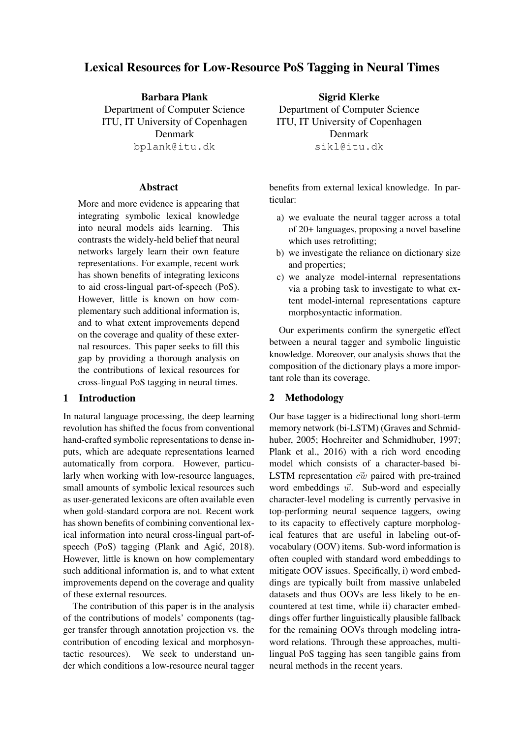# Lexical Resources for Low-Resource PoS Tagging in Neural Times

**Barbara Plank**
Department of Computer Science
ITU, IT University of Copenhagen
Denmark
bplank@itu.dk

**Sigrid Klerke**
Department of Computer Science
ITU, IT University of Copenhagen
Denmark
sikl@itu.dk

## Abstract

More and more evidence is appearing that integrating symbolic lexical knowledge into neural models aids learning. This contrasts the widely-held belief that neural networks largely learn their own feature representations. For example, recent work has shown benefits of integrating lexicons to aid cross-lingual part-of-speech (PoS). However, little is known on how complementary such additional information is, and to what extent improvements depend on the coverage and quality of these external resources. This paper seeks to fill this gap by providing a thorough analysis on the contributions of lexical resources for cross-lingual PoS tagging in neural times.

## 1 Introduction

In natural language processing, the deep learning revolution has shifted the focus from conventional hand-crafted symbolic representations to dense inputs, which are adequate representations learned automatically from corpora. However, particularly when working with low-resource languages, small amounts of symbolic lexical resources such as user-generated lexicons are often available even when gold-standard corpora are not. Recent work has shown benefits of combining conventional lexical information into neural cross-lingual part-of-speech (PoS) tagging (Plank and Agić, 2018). However, little is known on how complementary such additional information is, and to what extent improvements depend on the coverage and quality of these external resources.

The contribution of this paper is in the analysis of the contributions of models' components (tagger transfer through annotation projection vs. the contribution of encoding lexical and morphosyntactic resources). We seek to understand under which conditions a low-resource neural tagger benefits from external lexical knowledge. In particular:

a) we evaluate the neural tagger across a total of 20+ languages, proposing a novel baseline which uses retrofitting;
b) we investigate the reliance on dictionary size and properties;
c) we analyze model-internal representations via a probing task to investigate to what extent model-internal representations capture morphosyntactic information.

Our experiments confirm the synergetic effect between a neural tagger and symbolic linguistic knowledge. Moreover, our analysis shows that the composition of the dictionary plays a more important role than its coverage.

## 2 Methodology

Our base tagger is a bidirectional long short-term memory network (bi-LSTM) (Graves and Schmidhuber, 2005; Hochreiter and Schmidhuber, 1997; Plank et al., 2016) with a rich word encoding model which consists of a character-based bi-LSTM representation $\vec{cw}$ paired with pre-trained word embeddings $\vec{w}$. Sub-word and especially character-level modeling is currently pervasive in top-performing neural sequence taggers, owing to its capacity to effectively capture morphological features that are useful in labeling out-of-vocabulary (OOV) items. Sub-word information is often coupled with standard word embeddings to mitigate OOV issues. Specifically, i) word embeddings are typically built from massive unlabeled datasets and thus OOVs are less likely to be encountered at test time, while ii) character embeddings offer further linguistically plausible fallback for the remaining OOVs through modeling intra-word relations. Through these approaches, multilingual PoS tagging has seen tangible gains from neural methods in the recent years.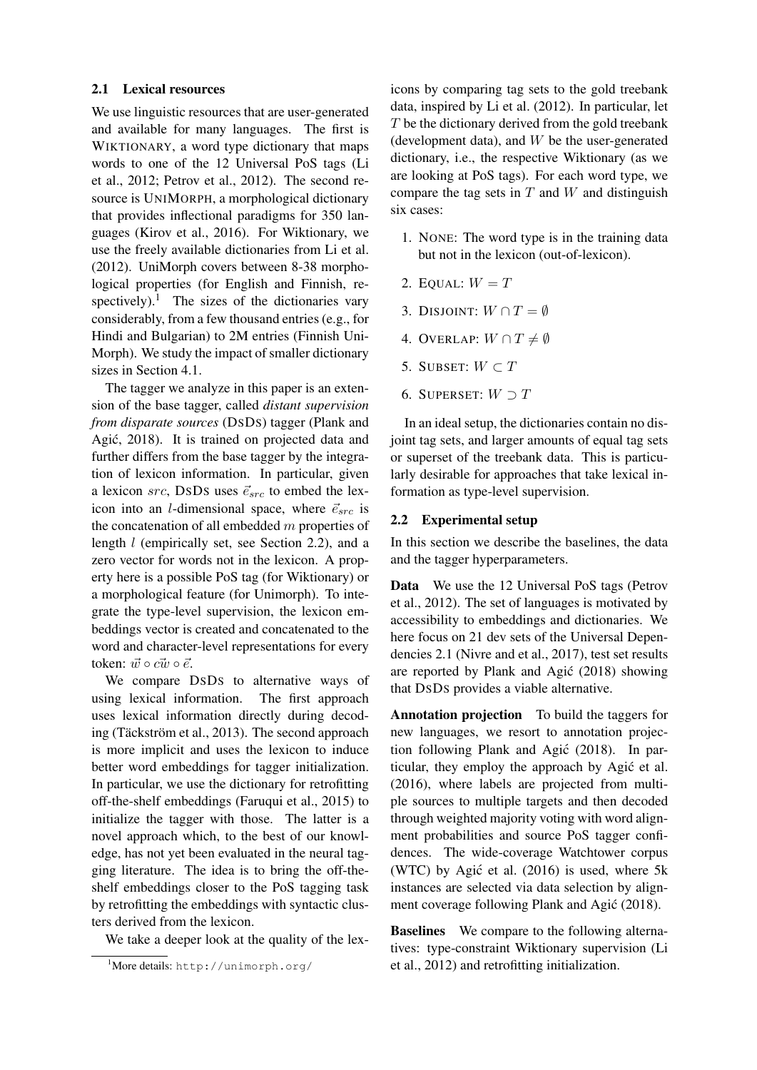### 2.1 Lexical resources

We use linguistic resources that are user-generated and available for many languages. The first is WIKTIONARY, a word type dictionary that maps words to one of the 12 Universal PoS tags (Li et al., 2012; Petrov et al., 2012). The second resource is UNIMORPH, a morphological dictionary that provides inflectional paradigms for 350 languages (Kirov et al., 2016). For Wiktionary, we use the freely available dictionaries from Li et al. (2012). UniMorph covers between 8-38 morphological properties (for English and Finnish, respectively).[1] The sizes of the dictionaries vary considerably, from a few thousand entries (e.g., for Hindi and Bulgarian) to 2M entries (Finnish UniMorph). We study the impact of smaller dictionary sizes in Section 4.1.

The tagger we analyze in this paper is an extension of the base tagger, called *distant supervision from disparate sources* (DSDS) tagger (Plank and Agić, 2018). It is trained on projected data and further differs from the base tagger by the integration of lexicon information. In particular, given a lexicon $src$, DSDS uses $\vec{e}_{src}$ to embed the lexicon into an $l$-dimensional space, where $\vec{e}_{src}$ is the concatenation of all embedded $m$ properties of length $l$ (empirically set, see Section 2.2), and a zero vector for words not in the lexicon. A property here is a possible PoS tag (for Wiktionary) or a morphological feature (for Unimorph). To integrate the type-level supervision, the lexicon embeddings vector is created and concatenated to the word and character-level representations for every token: $\vec{w} \circ \vec{cw} \circ \vec{e}$.

We compare DSDS to alternative ways of using lexical information. The first approach uses lexical information directly during decoding (Täckström et al., 2013). The second approach is more implicit and uses the lexicon to induce better word embeddings for tagger initialization. In particular, we use the dictionary for retrofitting off-the-shelf embeddings (Faruqui et al., 2015) to initialize the tagger with those. The latter is a novel approach which, to the best of our knowledge, has not yet been evaluated in the neural tagging literature. The idea is to bring the off-the-shelf embeddings closer to the PoS tagging task by retrofitting the embeddings with syntactic clusters derived from the lexicon.

We take a deeper look at the quality of the lexicons by comparing tag sets to the gold treebank data, inspired by Li et al. (2012). In particular, let $T$ be the dictionary derived from the gold treebank (development data), and $W$ be the user-generated dictionary, i.e., the respective Wiktionary (as we are looking at PoS tags). For each word type, we compare the tag sets in $T$ and $W$ and distinguish six cases:

1. NONE: The word type is in the training data but not in the lexicon (out-of-lexicon).
2. EQUAL: $W = T$
3. DISJOINT: $W \cap T = \emptyset$
4. OVERLAP: $W \cap T \neq \emptyset$
5. SUBSET: $W \subset T$
6. SUPERSET: $W \supset T$

In an ideal setup, the dictionaries contain no disjoint tag sets, and larger amounts of equal tag sets or superset of the treebank data. This is particularly desirable for approaches that take lexical information as type-level supervision.

### 2.2 Experimental setup

In this section we describe the baselines, the data and the tagger hyperparameters.

**Data** We use the 12 Universal PoS tags (Petrov et al., 2012). The set of languages is motivated by accessibility to embeddings and dictionaries. We here focus on 21 dev sets of the Universal Dependencies 2.1 (Nivre and et al., 2017), test set results are reported by Plank and Agić (2018) showing that DSDS provides a viable alternative.

**Annotation projection** To build the taggers for new languages, we resort to annotation projection following Plank and Agić (2018). In particular, they employ the approach by Agić et al. (2016), where labels are projected from multiple sources to multiple targets and then decoded through weighted majority voting with word alignment probabilities and source PoS tagger confidences. The wide-coverage Watchtower corpus (WTC) by Agić et al. (2016) is used, where 5k instances are selected via data selection by alignment coverage following Plank and Agić (2018).

**Baselines** We compare to the following alternatives: type-constraint Wiktionary supervision (Li et al., 2012) and retrofitting initialization.

[1] More details: http://unimorph.org/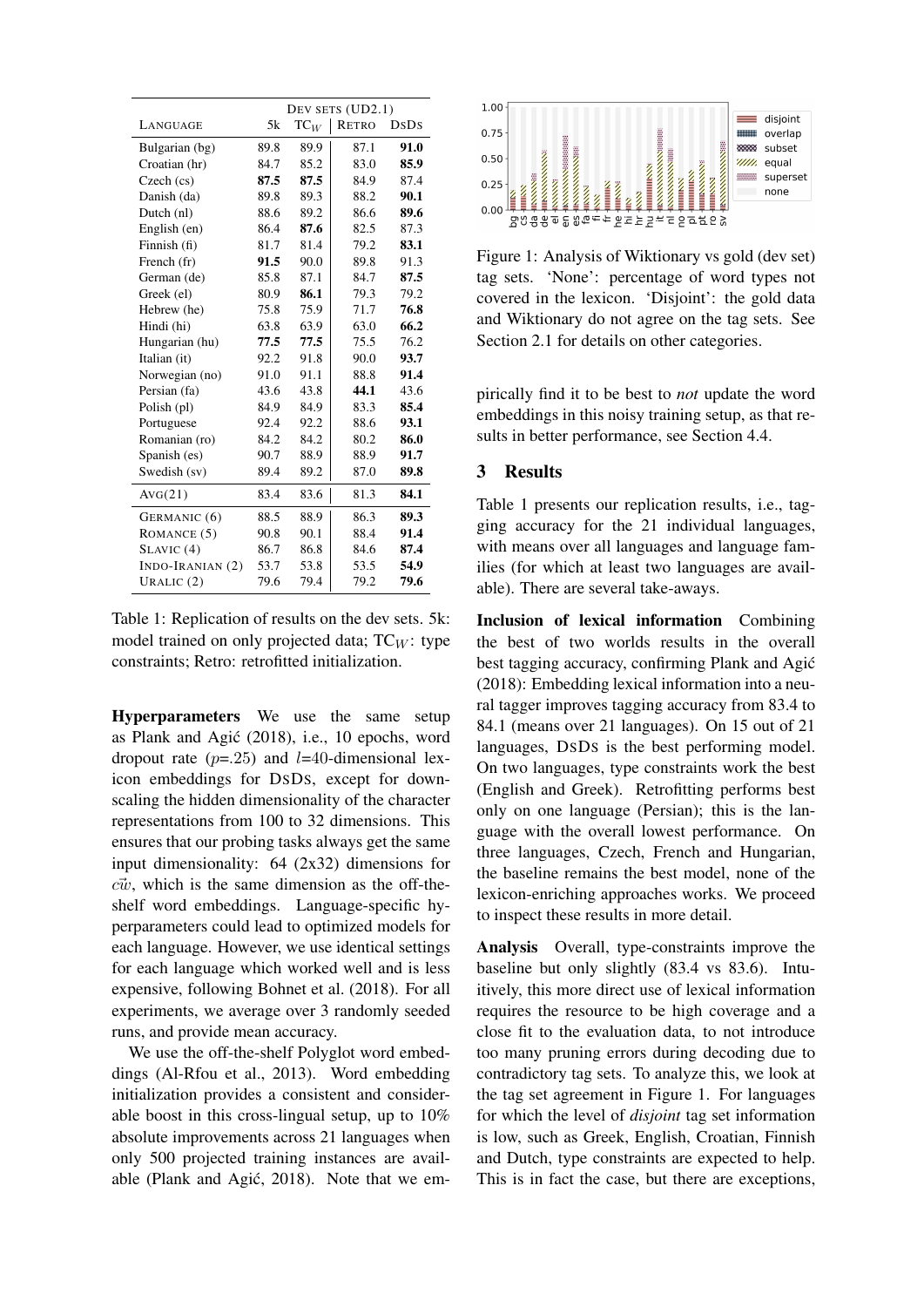| Language | Dev sets (UD2.1) | | | |
|---|---|---|---|---|
| | 5k | $TC_W$ | Retro | DsDs |
| Bulgarian (bg) | 89.8 | 89.9 | 87.1 | **91.0** |
| Croatian (hr) | 84.7 | 85.2 | 83.0 | **85.9** |
| Czech (cs) | **87.5** | **87.5** | 84.9 | 87.4 |
| Danish (da) | 89.8 | 89.3 | 88.2 | **90.1** |
| Dutch (nl) | 88.6 | 89.2 | 86.6 | **89.6** |
| English (en) | 86.4 | **87.6** | 82.5 | 87.3 |
| Finnish (fi) | 81.7 | 81.4 | 79.2 | **83.1** |
| French (fr) | **91.5** | 90.0 | 89.8 | 91.3 |
| German (de) | 85.8 | 87.1 | 84.7 | **87.5** |
| Greek (el) | 80.9 | **86.1** | 79.3 | 79.2 |
| Hebrew (he) | 75.8 | 75.9 | 71.7 | **76.8** |
| Hindi (hi) | 63.8 | 63.9 | 63.0 | **66.2** |
| Hungarian (hu) | **77.5** | **77.5** | 75.5 | 76.2 |
| Italian (it) | 92.2 | 91.8 | 90.0 | **93.7** |
| Norwegian (no) | 91.0 | 91.1 | 88.8 | **91.4** |
| Persian (fa) | 43.6 | 43.8 | **44.1** | 43.6 |
| Polish (pl) | 84.9 | 84.9 | 83.3 | **85.4** |
| Portuguese | 92.4 | 92.2 | 88.6 | **93.1** |
| Romanian (ro) | 84.2 | 84.2 | 80.2 | **86.0** |
| Spanish (es) | 90.7 | 88.9 | 88.9 | **91.7** |
| Swedish (sv) | 89.4 | 89.2 | 87.0 | **89.8** |
| Avg(21) | 83.4 | 83.6 | 81.3 | **84.1** |
| Germanic (6) | 88.5 | 88.9 | 86.3 | **89.3** |
| Romance (5) | 90.8 | 90.1 | 88.4 | **91.4** |
| Slavic (4) | 86.7 | 86.8 | 84.6 | **87.4** |
| Indo-Iranian (2) | 53.7 | 53.8 | 53.5 | **54.9** |
| Uralic (2) | 79.6 | 79.4 | 79.2 | **79.6** |

Table 1: Replication of results on the dev sets. 5k: model trained on only projected data; $TC_W$: type constraints; Retro: retrofitted initialization.

**Hyperparameters** We use the same setup as Plank and Agić (2018), i.e., 10 epochs, word dropout rate ($p$=.25) and $l$=40-dimensional lexicon embeddings for DsDs, except for downscaling the hidden dimensionality of the character representations from 100 to 32 dimensions. This ensures that our probing tasks always get the same input dimensionality: 64 (2x32) dimensions for $\vec{cw}$, which is the same dimension as the off-the-shelf word embeddings. Language-specific hyperparameters could lead to optimized models for each language. However, we use identical settings for each language which worked well and is less expensive, following Bohnet et al. (2018). For all experiments, we average over 3 randomly seeded runs, and provide mean accuracy.

We use the off-the-shelf Polyglot word embeddings (Al-Rfou et al., 2013). Word embedding initialization provides a consistent and considerable boost in this cross-lingual setup, up to 10% absolute improvements across 21 languages when only 500 projected training instances are available (Plank and Agić, 2018). Note that we empirically find it to be best to *not* update the word embeddings in this noisy training setup, as that results in better performance, see Section 4.4.

Figure 1: Analysis of Wiktionary vs gold (dev set) tag sets. 'None': percentage of word types not covered in the lexicon. 'Disjoint': the gold data and Wiktionary do not agree on the tag sets. See Section 2.1 for details on other categories.

## 3 Results

Table 1 presents our replication results, i.e., tagging accuracy for the 21 individual languages, with means over all languages and language families (for which at least two languages are available). There are several take-aways.

**Inclusion of lexical information** Combining the best of two worlds results in the overall best tagging accuracy, confirming Plank and Agić (2018): Embedding lexical information into a neural tagger improves tagging accuracy from 83.4 to 84.1 (means over 21 languages). On 15 out of 21 languages, DsDs is the best performing model. On two languages, type constraints work the best (English and Greek). Retrofitting performs best only on one language (Persian); this is the language with the overall lowest performance. On three languages, Czech, French and Hungarian, the baseline remains the best model, none of the lexicon-enriching approaches works. We proceed to inspect these results in more detail.

**Analysis** Overall, type-constraints improve the baseline but only slightly (83.4 vs 83.6). Intuitively, this more direct use of lexical information requires the resource to be high coverage and a close fit to the evaluation data, to not introduce too many pruning errors during decoding due to contradictory tag sets. To analyze this, we look at the tag set agreement in Figure 1. For languages for which the level of *disjoint* tag set information is low, such as Greek, English, Croatian, Finnish and Dutch, type constraints are expected to help. This is in fact the case, but there are exceptions,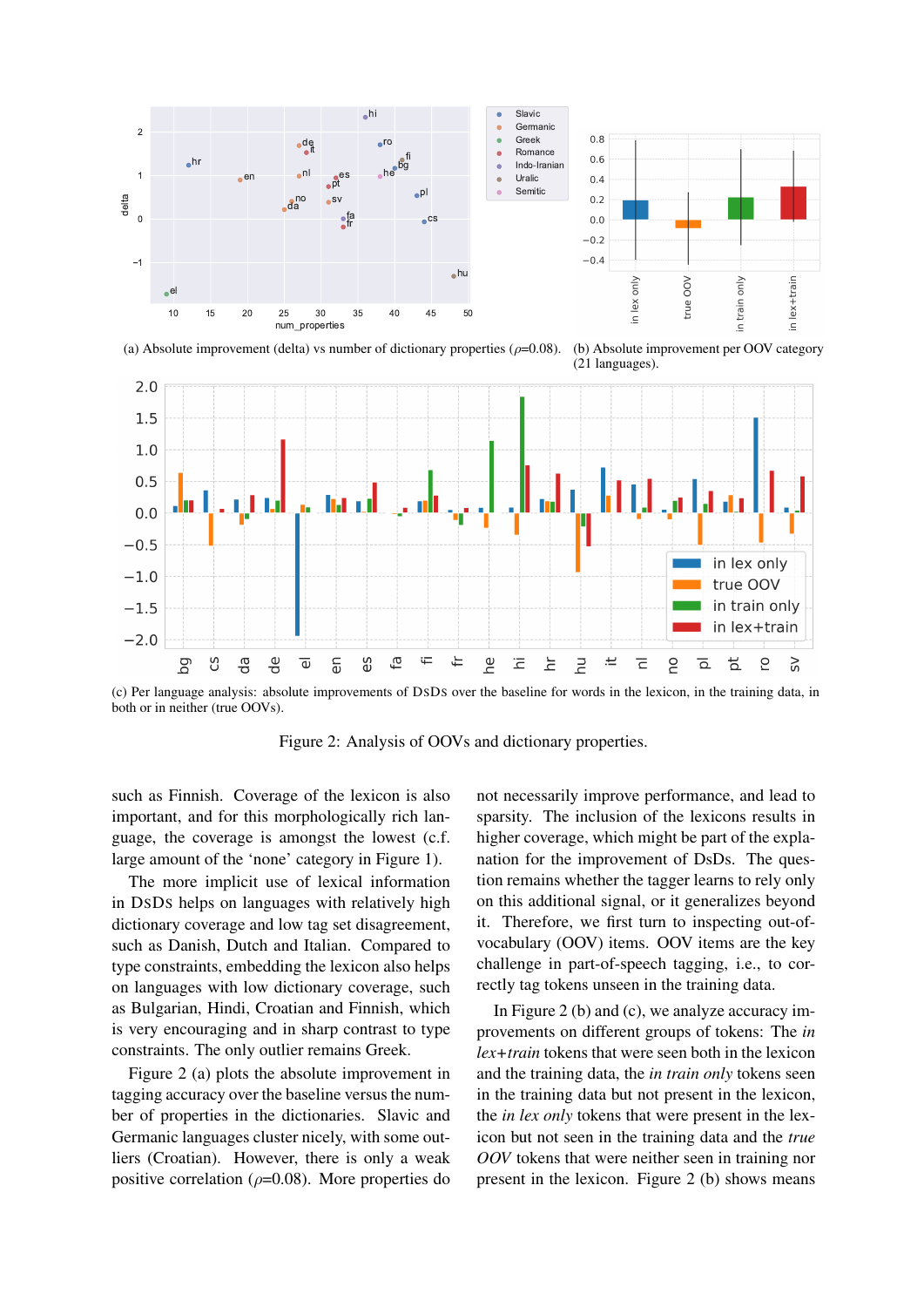(a) Absolute improvement (delta) vs number of dictionary properties ($\rho$=0.08).

(b) Absolute improvement per OOV category (21 languages).

(c) Per language analysis: absolute improvements of DsDs over the baseline for words in the lexicon, in the training data, in both or in neither (true OOVs).

Figure 2: Analysis of OOVs and dictionary properties.

such as Finnish. Coverage of the lexicon is also important, and for this morphologically rich language, the coverage is amongst the lowest (c.f. large amount of the 'none' category in Figure 1).

The more implicit use of lexical information in DsDs helps on languages with relatively high dictionary coverage and low tag set disagreement, such as Danish, Dutch and Italian. Compared to type constraints, embedding the lexicon also helps on languages with low dictionary coverage, such as Bulgarian, Hindi, Croatian and Finnish, which is very encouraging and in sharp contrast to type constraints. The only outlier remains Greek.

Figure 2 (a) plots the absolute improvement in tagging accuracy over the baseline versus the number of properties in the dictionaries. Slavic and Germanic languages cluster nicely, with some outliers (Croatian). However, there is only a weak positive correlation ($\rho$=0.08). More properties do not necessarily improve performance, and lead to sparsity. The inclusion of the lexicons results in higher coverage, which might be part of the explanation for the improvement of DsDs. The question remains whether the tagger learns to rely only on this additional signal, or it generalizes beyond it. Therefore, we first turn to inspecting out-of-vocabulary (OOV) items. OOV items are the key challenge in part-of-speech tagging, i.e., to correctly tag tokens unseen in the training data.

In Figure 2 (b) and (c), we analyze accuracy improvements on different groups of tokens: The *in lex+train* tokens that were seen both in the lexicon and the training data, the *in train only* tokens seen in the training data but not present in the lexicon, the *in lex only* tokens that were present in the lexicon but not seen in the training data and the *true OOV* tokens that were neither seen in training nor present in the lexicon. Figure 2 (b) shows means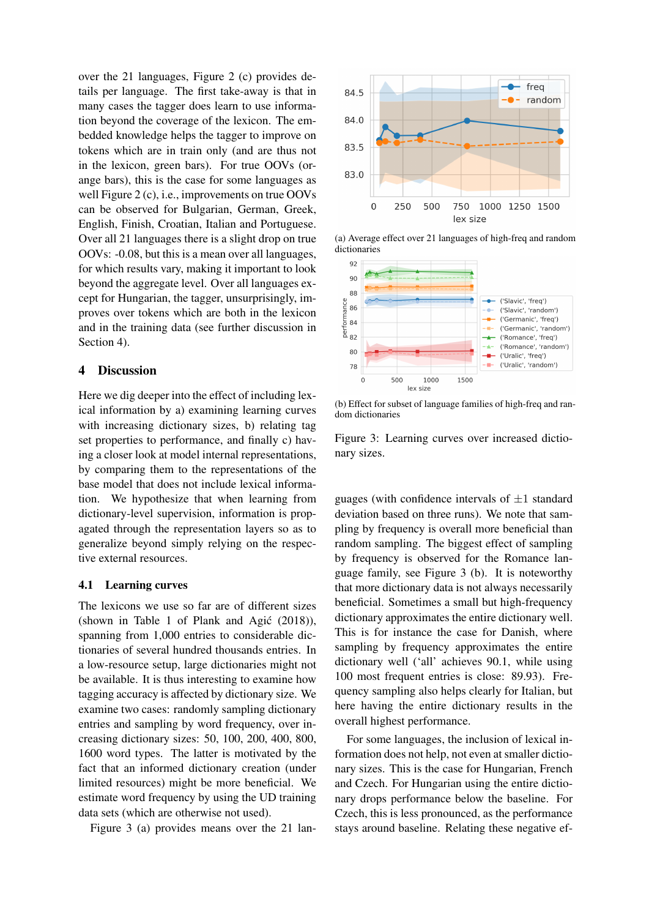over the 21 languages, Figure 2 (c) provides details per language. The first take-away is that in many cases the tagger does learn to use information beyond the coverage of the lexicon. The embedded knowledge helps the tagger to improve on tokens which are in train only (and are thus not in the lexicon, green bars). For true OOVs (orange bars), this is the case for some languages as well Figure 2 (c), i.e., improvements on true OOVs can be observed for Bulgarian, German, Greek, English, Finish, Croatian, Italian and Portuguese. Over all 21 languages there is a slight drop on true OOVs: -0.08, but this is a mean over all languages, for which results vary, making it important to look beyond the aggregate level. Over all languages except for Hungarian, the tagger, unsurprisingly, improves over tokens which are both in the lexicon and in the training data (see further discussion in Section 4).

## 4 Discussion

Here we dig deeper into the effect of including lexical information by a) examining learning curves with increasing dictionary sizes, b) relating tag set properties to performance, and finally c) having a closer look at model internal representations, by comparing them to the representations of the base model that does not include lexical information. We hypothesize that when learning from dictionary-level supervision, information is propagated through the representation layers so as to generalize beyond simply relying on the respective external resources.

### 4.1 Learning curves

The lexicons we use so far are of different sizes (shown in Table 1 of Plank and Agić (2018)), spanning from 1,000 entries to considerable dictionaries of several hundred thousands entries. In a low-resource setup, large dictionaries might not be available. It is thus interesting to examine how tagging accuracy is affected by dictionary size. We examine two cases: randomly sampling dictionary entries and sampling by word frequency, over increasing dictionary sizes: 50, 100, 200, 400, 800, 1600 word types. The latter is motivated by the fact that an informed dictionary creation (under limited resources) might be more beneficial. We estimate word frequency by using the UD training data sets (which are otherwise not used).

Figure 3 (a) provides means over the 21 languages (with confidence intervals of $\pm 1$ standard deviation based on three runs). We note that sampling by frequency is overall more beneficial than random sampling. The biggest effect of sampling by frequency is observed for the Romance language family, see Figure 3 (b). It is noteworthy that more dictionary data is not always necessarily beneficial. Sometimes a small but high-frequency dictionary approximates the entire dictionary well. This is for instance the case for Danish, where sampling by frequency approximates the entire dictionary well ('all' achieves 90.1, while using 100 most frequent entries is close: 89.93). Frequency sampling also helps clearly for Italian, but here having the entire dictionary results in the overall highest performance.

(a) Average effect over 21 languages of high-freq and random dictionaries

(b) Effect for subset of language families of high-freq and random dictionaries

Figure 3: Learning curves over increased dictionary sizes.

For some languages, the inclusion of lexical information does not help, not even at smaller dictionary sizes. This is the case for Hungarian, French and Czech. For Hungarian using the entire dictionary drops performance below the baseline. For Czech, this is less pronounced, as the performance stays around baseline. Relating these negative ef-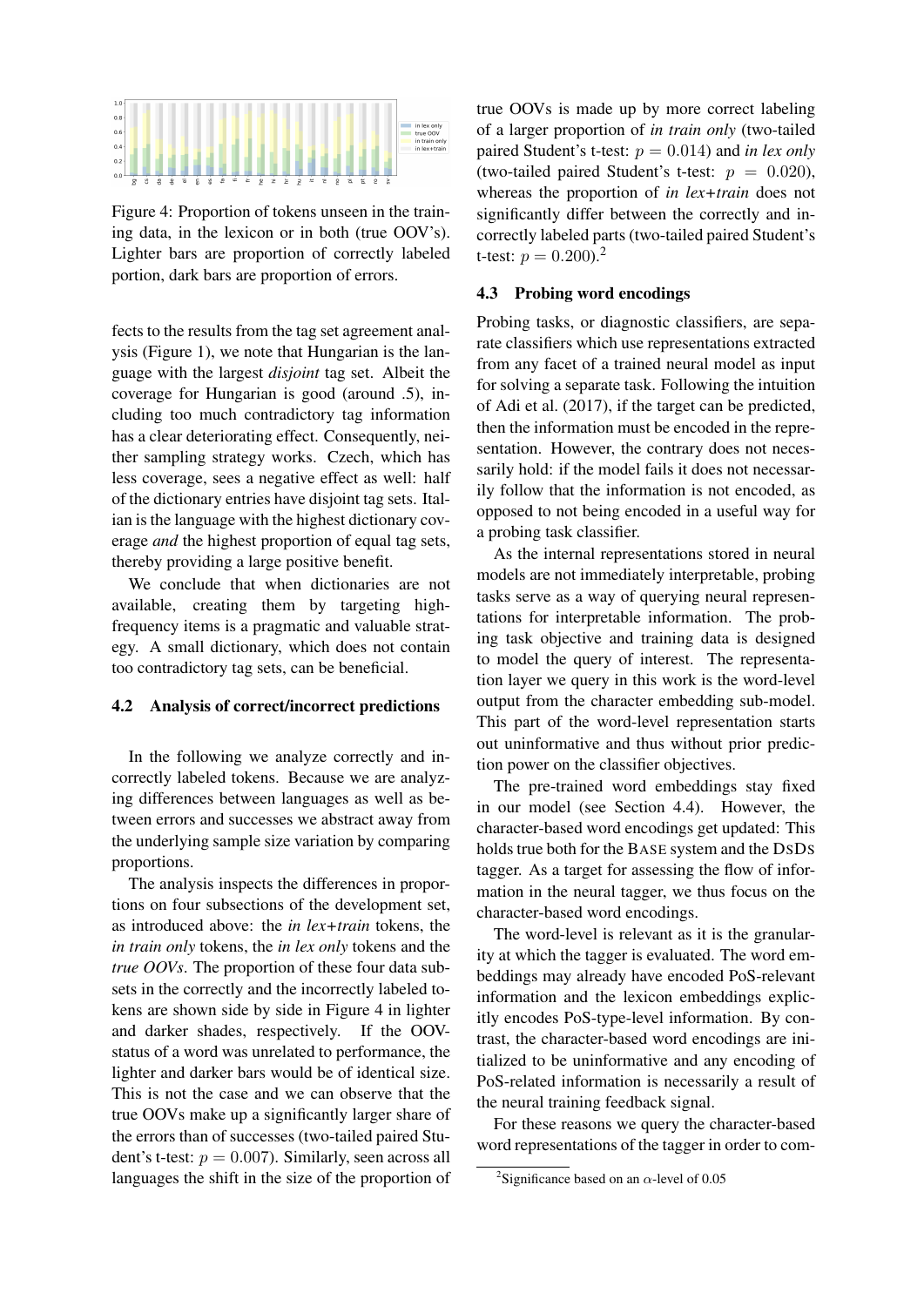Figure 4: Proportion of tokens unseen in the training data, in the lexicon or in both (true OOV's). Lighter bars are proportion of correctly labeled portion, dark bars are proportion of errors.

fects to the results from the tag set agreement analysis (Figure 1), we note that Hungarian is the language with the largest *disjoint* tag set. Albeit the coverage for Hungarian is good (around .5), including too much contradictory tag information has a clear deteriorating effect. Consequently, neither sampling strategy works. Czech, which has less coverage, sees a negative effect as well: half of the dictionary entries have disjoint tag sets. Italian is the language with the highest dictionary coverage *and* the highest proportion of equal tag sets, thereby providing a large positive benefit.

We conclude that when dictionaries are not available, creating them by targeting high-frequency items is a pragmatic and valuable strategy. A small dictionary, which does not contain too contradictory tag sets, can be beneficial.

### 4.2 Analysis of correct/incorrect predictions

In the following we analyze correctly and incorrectly labeled tokens. Because we are analyzing differences between languages as well as between errors and successes we abstract away from the underlying sample size variation by comparing proportions.

The analysis inspects the differences in proportions on four subsections of the development set, as introduced above: the *in lex+train* tokens, the *in train only* tokens, the *in lex only* tokens and the *true OOVs*. The proportion of these four data subsets in the correctly and the incorrectly labeled tokens are shown side by side in Figure 4 in lighter and darker shades, respectively. If the OOV-status of a word was unrelated to performance, the lighter and darker bars would be of identical size. This is not the case and we can observe that the true OOVs make up a significantly larger share of the errors than of successes (two-tailed paired Student's t-test: $p = 0.007$). Similarly, seen across all languages the shift in the size of the proportion of true OOVs is made up by more correct labeling of a larger proportion of *in train only* (two-tailed paired Student's t-test: $p = 0.014$) and *in lex only* (two-tailed paired Student's t-test: $p = 0.020$), whereas the proportion of *in lex+train* does not significantly differ between the correctly and incorrectly labeled parts (two-tailed paired Student's t-test: $p = 0.200$).[2]

### 4.3 Probing word encodings

Probing tasks, or diagnostic classifiers, are separate classifiers which use representations extracted from any facet of a trained neural model as input for solving a separate task. Following the intuition of Adi et al. (2017), if the target can be predicted, then the information must be encoded in the representation. However, the contrary does not necessarily hold: if the model fails it does not necessarily follow that the information is not encoded, as opposed to not being encoded in a useful way for a probing task classifier.

As the internal representations stored in neural models are not immediately interpretable, probing tasks serve as a way of querying neural representations for interpretable information. The probing task objective and training data is designed to model the query of interest. The representation layer we query in this work is the word-level output from the character embedding sub-model. This part of the word-level representation starts out uninformative and thus without prior prediction power on the classifier objectives.

The pre-trained word embeddings stay fixed in our model (see Section 4.4). However, the character-based word encodings get updated: This holds true both for the BASE system and the DSDS tagger. As a target for assessing the flow of information in the neural tagger, we thus focus on the character-based word encodings.

The word-level is relevant as it is the granularity at which the tagger is evaluated. The word embeddings may already have encoded PoS-relevant information and the lexicon embeddings explicitly encodes PoS-type-level information. By contrast, the character-based word encodings are initialized to be uninformative and any encoding of PoS-related information is necessarily a result of the neural training feedback signal.

For these reasons we query the character-based word representations of the tagger in order to com-

[2] Significance based on an $\alpha$-level of 0.05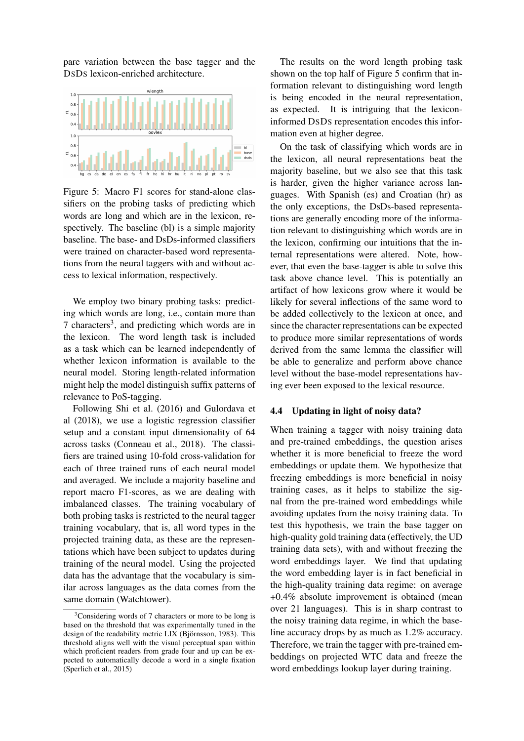pare variation between the base tagger and the DsDs lexicon-enriched architecture.

Figure 5: Macro F1 scores for stand-alone classifiers on the probing tasks of predicting which words are long and which are in the lexicon, respectively. The baseline (bl) is a simple majority baseline. The base- and DsDs-informed classifiers were trained on character-based word representations from the neural taggers with and without access to lexical information, respectively.

We employ two binary probing tasks: predicting which words are long, i.e., contain more than 7 characters[3], and predicting which words are in the lexicon. The word length task is included as a task which can be learned independently of whether lexicon information is available to the neural model. Storing length-related information might help the model distinguish suffix patterns of relevance to PoS-tagging.

Following Shi et al. (2016) and Gulordava et al (2018), we use a logistic regression classifier setup and a constant input dimensionality of 64 across tasks (Conneau et al., 2018). The classifiers are trained using 10-fold cross-validation for each of three trained runs of each neural model and averaged. We include a majority baseline and report macro F1-scores, as we are dealing with imbalanced classes. The training vocabulary of both probing tasks is restricted to the neural tagger training vocabulary, that is, all word types in the projected training data, as these are the representations which have been subject to updates during training of the neural model. Using the projected data has the advantage that the vocabulary is similar across languages as the data comes from the same domain (Watchtower).

[3] Considering words of 7 characters or more to be long is based on the threshold that was experimentally tuned in the design of the readability metric LIX (Björnsson, 1983). This threshold aligns well with the visual perceptual span within which proficient readers from grade four and up can be expected to automatically decode a word in a single fixation (Sperlich et al., 2015)

The results on the word length probing task shown on the top half of Figure 5 confirm that information relevant to distinguishing word length is being encoded in the neural representation, as expected. It is intriguing that the lexicon-informed DsDs representation encodes this information even at higher degree.

On the task of classifying which words are in the lexicon, all neural representations beat the majority baseline, but we also see that this task is harder, given the higher variance across languages. With Spanish (es) and Croatian (hr) as the only exceptions, the DsDs-based representations are generally encoding more of the information relevant to distinguishing which words are in the lexicon, confirming our intuitions that the internal representations were altered. Note, however, that even the base-tagger is able to solve this task above chance level. This is potentially an artifact of how lexicons grow where it would be likely for several inflections of the same word to be added collectively to the lexicon at once, and since the character representations can be expected to produce more similar representations of words derived from the same lemma the classifier will be able to generalize and perform above chance level without the base-model representations having ever been exposed to the lexical resource.

### 4.4 Updating in light of noisy data?

When training a tagger with noisy training data and pre-trained embeddings, the question arises whether it is more beneficial to freeze the word embeddings or update them. We hypothesize that freezing embeddings is more beneficial in noisy training cases, as it helps to stabilize the signal from the pre-trained word embeddings while avoiding updates from the noisy training data. To test this hypothesis, we train the base tagger on high-quality gold training data (effectively, the UD training data sets), with and without freezing the word embeddings layer. We find that updating the word embedding layer is in fact beneficial in the high-quality training data regime: on average +0.4% absolute improvement is obtained (mean over 21 languages). This is in sharp contrast to the noisy training data regime, in which the baseline accuracy drops by as much as 1.2% accuracy. Therefore, we train the tagger with pre-trained embeddings on projected WTC data and freeze the word embeddings lookup layer during training.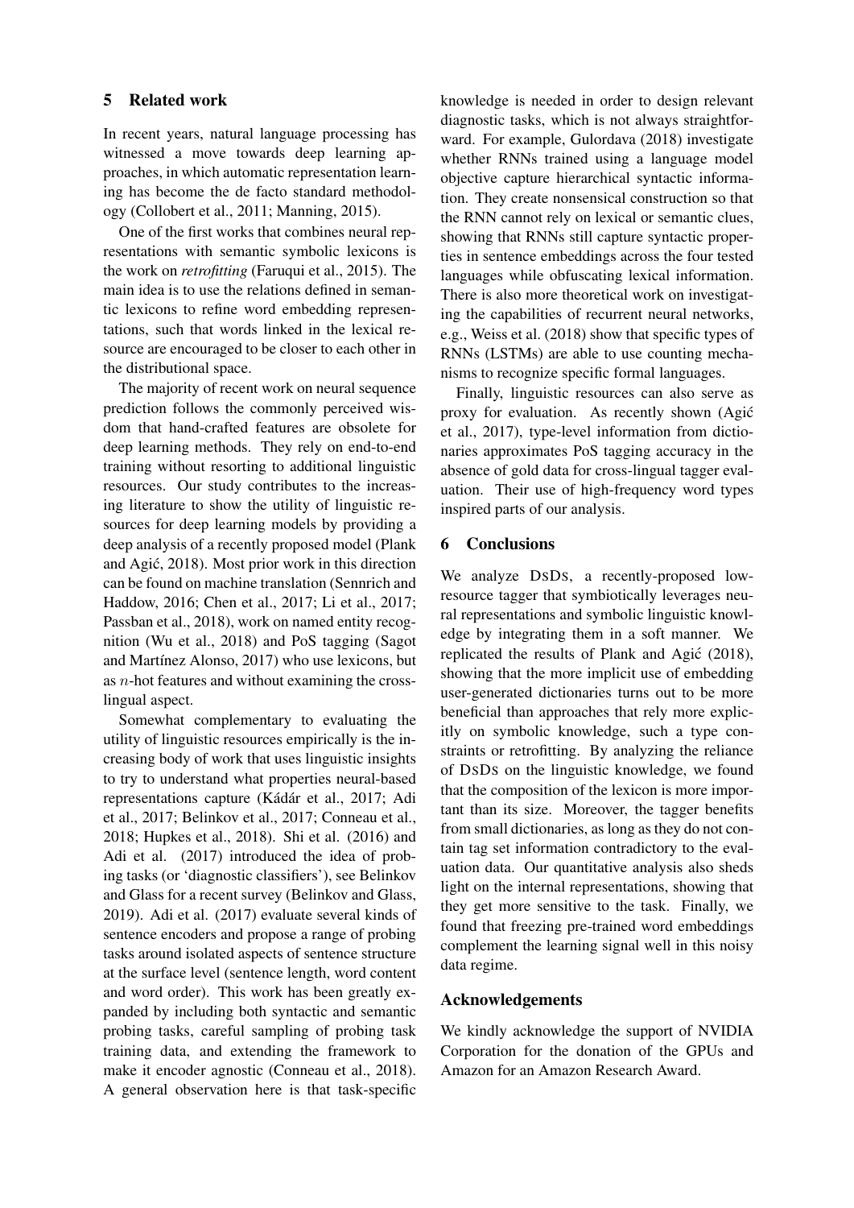## 5 Related work

In recent years, natural language processing has witnessed a move towards deep learning approaches, in which automatic representation learning has become the de facto standard methodology (Collobert et al., 2011; Manning, 2015).

One of the first works that combines neural representations with semantic symbolic lexicons is the work on *retrofitting* (Faruqui et al., 2015). The main idea is to use the relations defined in semantic lexicons to refine word embedding representations, such that words linked in the lexical resource are encouraged to be closer to each other in the distributional space.

The majority of recent work on neural sequence prediction follows the commonly perceived wisdom that hand-crafted features are obsolete for deep learning methods. They rely on end-to-end training without resorting to additional linguistic resources. Our study contributes to the increasing literature to show the utility of linguistic resources for deep learning models by providing a deep analysis of a recently proposed model (Plank and Agić, 2018). Most prior work in this direction can be found on machine translation (Sennrich and Haddow, 2016; Chen et al., 2017; Li et al., 2017; Passban et al., 2018), work on named entity recognition (Wu et al., 2018) and PoS tagging (Sagot and Martínez Alonso, 2017) who use lexicons, but as $n$-hot features and without examining the cross-lingual aspect.

Somewhat complementary to evaluating the utility of linguistic resources empirically is the increasing body of work that uses linguistic insights to try to understand what properties neural-based representations capture (Kádár et al., 2017; Adi et al., 2017; Belinkov et al., 2017; Conneau et al., 2018; Hupkes et al., 2018). Shi et al. (2016) and Adi et al. (2017) introduced the idea of probing tasks (or 'diagnostic classifiers'), see Belinkov and Glass for a recent survey (Belinkov and Glass, 2019). Adi et al. (2017) evaluate several kinds of sentence encoders and propose a range of probing tasks around isolated aspects of sentence structure at the surface level (sentence length, word content and word order). This work has been greatly expanded by including both syntactic and semantic probing tasks, careful sampling of probing task training data, and extending the framework to make it encoder agnostic (Conneau et al., 2018). A general observation here is that task-specific knowledge is needed in order to design relevant diagnostic tasks, which is not always straightforward. For example, Gulordava (2018) investigate whether RNNs trained using a language model objective capture hierarchical syntactic information. They create nonsensical construction so that the RNN cannot rely on lexical or semantic clues, showing that RNNs still capture syntactic properties in sentence embeddings across the four tested languages while obfuscating lexical information. There is also more theoretical work on investigating the capabilities of recurrent neural networks, e.g., Weiss et al. (2018) show that specific types of RNNs (LSTMs) are able to use counting mechanisms to recognize specific formal languages.

Finally, linguistic resources can also serve as proxy for evaluation. As recently shown (Agić et al., 2017), type-level information from dictionaries approximates PoS tagging accuracy in the absence of gold data for cross-lingual tagger evaluation. Their use of high-frequency word types inspired parts of our analysis.

## 6 Conclusions

We analyze DSDS, a recently-proposed low-resource tagger that symbiotically leverages neural representations and symbolic linguistic knowledge by integrating them in a soft manner. We replicated the results of Plank and Agić (2018), showing that the more implicit use of embedding user-generated dictionaries turns out to be more beneficial than approaches that rely more explicitly on symbolic knowledge, such a type constraints or retrofitting. By analyzing the reliance of DSDS on the linguistic knowledge, we found that the composition of the lexicon is more important than its size. Moreover, the tagger benefits from small dictionaries, as long as they do not contain tag set information contradictory to the evaluation data. Our quantitative analysis also sheds light on the internal representations, showing that they get more sensitive to the task. Finally, we found that freezing pre-trained word embeddings complement the learning signal well in this noisy data regime.

## Acknowledgements

We kindly acknowledge the support of NVIDIA Corporation for the donation of the GPUs and Amazon for an Amazon Research Award.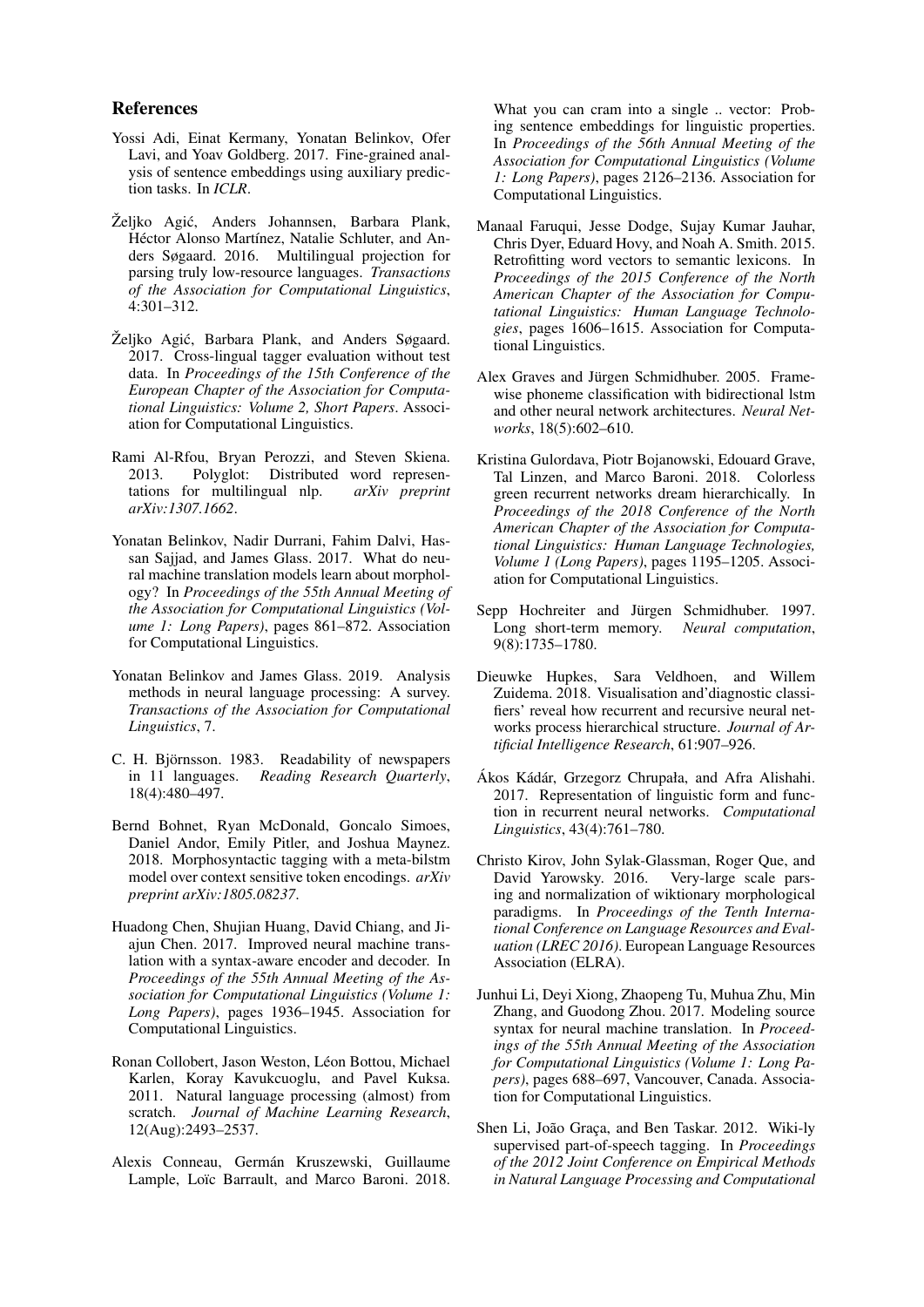## References

Yossi Adi, Einat Kermany, Yonatan Belinkov, Ofer Lavi, and Yoav Goldberg. 2017. Fine-grained analysis of sentence embeddings using auxiliary prediction tasks. In *ICLR*.

Željko Agić, Anders Johannsen, Barbara Plank, Héctor Alonso Martínez, Natalie Schluter, and Anders Søgaard. 2016. Multilingual projection for parsing truly low-resource languages. *Transactions of the Association for Computational Linguistics*, 4:301–312.

Željko Agić, Barbara Plank, and Anders Søgaard. 2017. Cross-lingual tagger evaluation without test data. In *Proceedings of the 15th Conference of the European Chapter of the Association for Computational Linguistics: Volume 2, Short Papers*. Association for Computational Linguistics.

Rami Al-Rfou, Bryan Perozzi, and Steven Skiena. 2013. Polyglot: Distributed word representations for multilingual nlp. *arXiv preprint arXiv:1307.1662*.

Yonatan Belinkov, Nadir Durrani, Fahim Dalvi, Hassan Sajjad, and James Glass. 2017. What do neural machine translation models learn about morphology? In *Proceedings of the 55th Annual Meeting of the Association for Computational Linguistics (Volume 1: Long Papers)*, pages 861–872. Association for Computational Linguistics.

Yonatan Belinkov and James Glass. 2019. Analysis methods in neural language processing: A survey. *Transactions of the Association for Computational Linguistics*, 7.

C. H. Björnsson. 1983. Readability of newspapers in 11 languages. *Reading Research Quarterly*, 18(4):480–497.

Bernd Bohnet, Ryan McDonald, Goncalo Simoes, Daniel Andor, Emily Pitler, and Joshua Maynez. 2018. Morphosyntactic tagging with a meta-bilstm model over context sensitive token encodings. *arXiv preprint arXiv:1805.08237*.

Huadong Chen, Shujian Huang, David Chiang, and Jiajun Chen. 2017. Improved neural machine translation with a syntax-aware encoder and decoder. In *Proceedings of the 55th Annual Meeting of the Association for Computational Linguistics (Volume 1: Long Papers)*, pages 1936–1945. Association for Computational Linguistics.

Ronan Collobert, Jason Weston, Léon Bottou, Michael Karlen, Koray Kavukcuoglu, and Pavel Kuksa. 2011. Natural language processing (almost) from scratch. *Journal of Machine Learning Research*, 12(Aug):2493–2537.

Alexis Conneau, Germán Kruszewski, Guillaume Lample, Loïc Barrault, and Marco Baroni. 2018. What you can cram into a single .. vector: Probing sentence embeddings for linguistic properties. In *Proceedings of the 56th Annual Meeting of the Association for Computational Linguistics (Volume 1: Long Papers)*, pages 2126–2136. Association for Computational Linguistics.

Manaal Faruqui, Jesse Dodge, Sujay Kumar Jauhar, Chris Dyer, Eduard Hovy, and Noah A. Smith. 2015. Retrofitting word vectors to semantic lexicons. In *Proceedings of the 2015 Conference of the North American Chapter of the Association for Computational Linguistics: Human Language Technologies*, pages 1606–1615. Association for Computational Linguistics.

Alex Graves and Jürgen Schmidhuber. 2005. Framewise phoneme classification with bidirectional lstm and other neural network architectures. *Neural Networks*, 18(5):602–610.

Kristina Gulordava, Piotr Bojanowski, Edouard Grave, Tal Linzen, and Marco Baroni. 2018. Colorless green recurrent networks dream hierarchically. In *Proceedings of the 2018 Conference of the North American Chapter of the Association for Computational Linguistics: Human Language Technologies, Volume 1 (Long Papers)*, pages 1195–1205. Association for Computational Linguistics.

Sepp Hochreiter and Jürgen Schmidhuber. 1997. Long short-term memory. *Neural computation*, 9(8):1735–1780.

Dieuwke Hupkes, Sara Veldhoen, and Willem Zuidema. 2018. Visualisation and'diagnostic classifiers' reveal how recurrent and recursive neural networks process hierarchical structure. *Journal of Artificial Intelligence Research*, 61:907–926.

Ákos Kádár, Grzegorz Chrupała, and Afra Alishahi. 2017. Representation of linguistic form and function in recurrent neural networks. *Computational Linguistics*, 43(4):761–780.

Christo Kirov, John Sylak-Glassman, Roger Que, and David Yarowsky. 2016. Very-large scale parsing and normalization of wiktionary morphological paradigms. In *Proceedings of the Tenth International Conference on Language Resources and Evaluation (LREC 2016)*. European Language Resources Association (ELRA).

Junhui Li, Deyi Xiong, Zhaopeng Tu, Muhua Zhu, Min Zhang, and Guodong Zhou. 2017. Modeling source syntax for neural machine translation. In *Proceedings of the 55th Annual Meeting of the Association for Computational Linguistics (Volume 1: Long Papers)*, pages 688–697, Vancouver, Canada. Association for Computational Linguistics.

Shen Li, João Graça, and Ben Taskar. 2012. Wiki-ly supervised part-of-speech tagging. In *Proceedings of the 2012 Joint Conference on Empirical Methods in Natural Language Processing and Computational*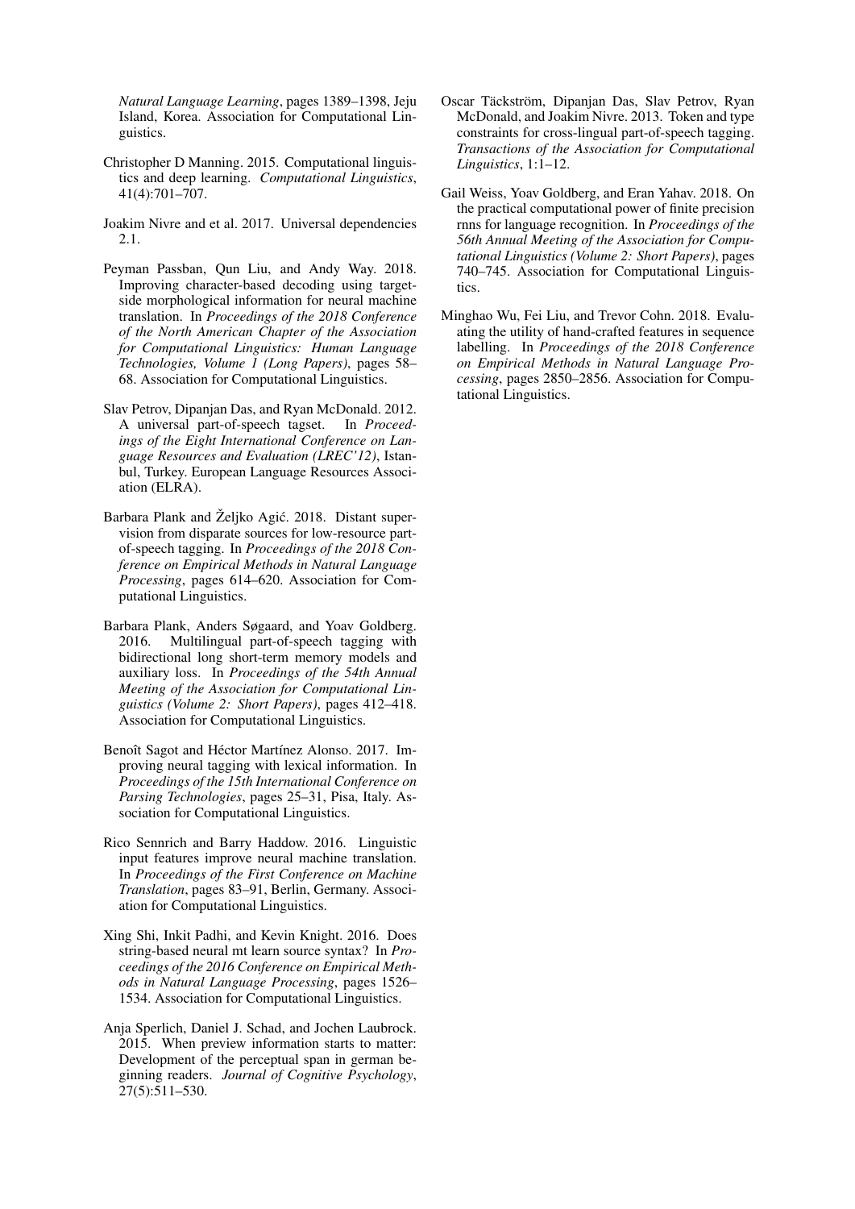*Natural Language Learning*, pages 1389–1398, Jeju Island, Korea. Association for Computational Linguistics.

Christopher D Manning. 2015. Computational linguistics and deep learning. *Computational Linguistics*, 41(4):701–707.

Joakim Nivre and et al. 2017. Universal dependencies 2.1.

Peyman Passban, Qun Liu, and Andy Way. 2018. Improving character-based decoding using target-side morphological information for neural machine translation. In *Proceedings of the 2018 Conference of the North American Chapter of the Association for Computational Linguistics: Human Language Technologies, Volume 1 (Long Papers)*, pages 58–68. Association for Computational Linguistics.

Slav Petrov, Dipanjan Das, and Ryan McDonald. 2012. A universal part-of-speech tagset. In *Proceedings of the Eight International Conference on Language Resources and Evaluation (LREC'12)*, Istanbul, Turkey. European Language Resources Association (ELRA).

Barbara Plank and Željko Agić. 2018. Distant supervision from disparate sources for low-resource part-of-speech tagging. In *Proceedings of the 2018 Conference on Empirical Methods in Natural Language Processing*, pages 614–620. Association for Computational Linguistics.

Barbara Plank, Anders Søgaard, and Yoav Goldberg. 2016. Multilingual part-of-speech tagging with bidirectional long short-term memory models and auxiliary loss. In *Proceedings of the 54th Annual Meeting of the Association for Computational Linguistics (Volume 2: Short Papers)*, pages 412–418. Association for Computational Linguistics.

Benoît Sagot and Héctor Martínez Alonso. 2017. Improving neural tagging with lexical information. In *Proceedings of the 15th International Conference on Parsing Technologies*, pages 25–31, Pisa, Italy. Association for Computational Linguistics.

Rico Sennrich and Barry Haddow. 2016. Linguistic input features improve neural machine translation. In *Proceedings of the First Conference on Machine Translation*, pages 83–91, Berlin, Germany. Association for Computational Linguistics.

Xing Shi, Inkit Padhi, and Kevin Knight. 2016. Does string-based neural mt learn source syntax? In *Proceedings of the 2016 Conference on Empirical Methods in Natural Language Processing*, pages 1526–1534. Association for Computational Linguistics.

Anja Sperlich, Daniel J. Schad, and Jochen Laubrock. 2015. When preview information starts to matter: Development of the perceptual span in german beginning readers. *Journal of Cognitive Psychology*, 27(5):511–530.

Oscar Täckström, Dipanjan Das, Slav Petrov, Ryan McDonald, and Joakim Nivre. 2013. Token and type constraints for cross-lingual part-of-speech tagging. *Transactions of the Association for Computational Linguistics*, 1:1–12.

Gail Weiss, Yoav Goldberg, and Eran Yahav. 2018. On the practical computational power of finite precision rnns for language recognition. In *Proceedings of the 56th Annual Meeting of the Association for Computational Linguistics (Volume 2: Short Papers)*, pages 740–745. Association for Computational Linguistics.

Minghao Wu, Fei Liu, and Trevor Cohn. 2018. Evaluating the utility of hand-crafted features in sequence labelling. In *Proceedings of the 2018 Conference on Empirical Methods in Natural Language Processing*, pages 2850–2856. Association for Computational Linguistics.